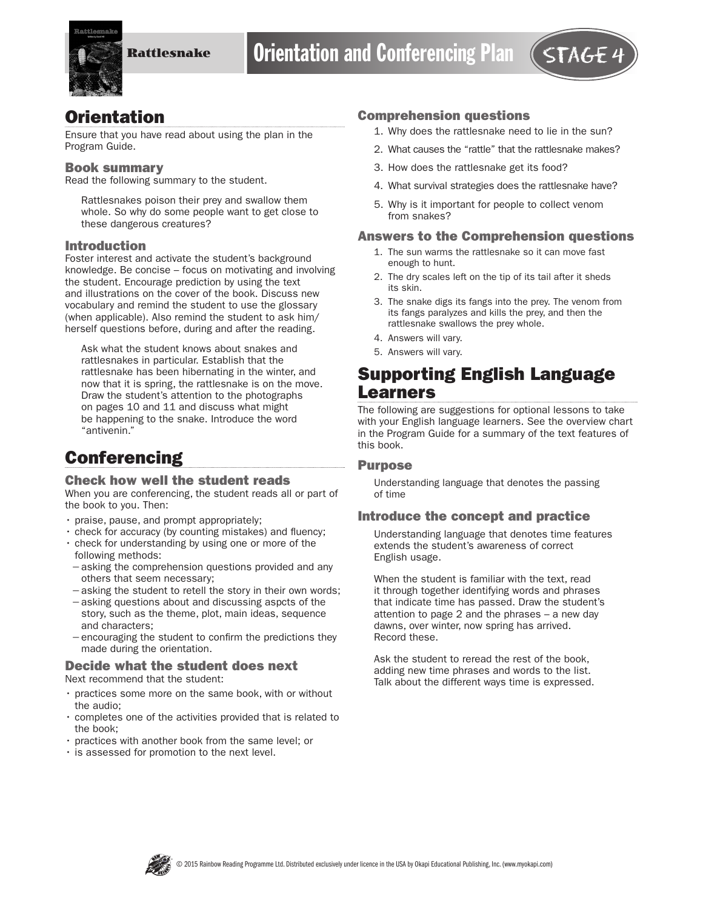Rattlesnake

# Orientation and Conferencing Plan

STAGE 4

## Orientation

Ensure that you have read about using the plan in the Program Guide.

### Book summary

Read the following summary to the student.

Rattlesnakes poison their prey and swallow them whole. So why do some people want to get close to these dangerous creatures?

### Introduction

Foster interest and activate the student's background knowledge. Be concise – focus on motivating and involving the student. Encourage prediction by using the text and illustrations on the cover of the book. Discuss new vocabulary and remind the student to use the glossary (when applicable). Also remind the student to ask him/herself questions before, during and after the reading.

Ask what the student knows about snakes and rattlesnakes in particular. Establish that the rattlesnake has been hibernating in the winter, and now that it is spring, the rattlesnake is on the move. Draw the student's attention to the photographs on pages 10 and 11 and discuss what might be happening to the snake. Introduce the word "antivenin."

## Conferencing

### Check how well the student reads

When you are conferencing, the student reads all or part of the book to you. Then:

- praise, pause, and prompt appropriately;
- check for accuracy (by counting mistakes) and fluency;
- check for understanding by using one or more of the following methods:
  - asking the comprehension questions provided and any others that seem necessary;
  - asking the student to retell the story in their own words;
  - asking questions about and discussing aspcts of the story, such as the theme, plot, main ideas, sequence and characters;
  - encouraging the student to confirm the predictions they made during the orientation.

### Decide what the student does next

Next recommend that the student:

- practices some more on the same book, with or without the audio;
- completes one of the activities provided that is related to the book;
- practices with another book from the same level; or
- is assessed for promotion to the next level.

### Comprehension questions

1. Why does the rattlesnake need to lie in the sun?
2. What causes the "rattle" that the rattlesnake makes?
3. How does the rattlesnake get its food?
4. What survival strategies does the rattlesnake have?
5. Why is it important for people to collect venom from snakes?

### Answers to the Comprehension questions

1. The sun warms the rattlesnake so it can move fast enough to hunt.
2. The dry scales left on the tip of its tail after it sheds its skin.
3. The snake digs its fangs into the prey. The venom from its fangs paralyzes and kills the prey, and then the rattlesnake swallows the prey whole.
4. Answers will vary.
5. Answers will vary.

## Supporting English Language Learners

The following are suggestions for optional lessons to take with your English language learners. See the overview chart in the Program Guide for a summary of the text features of this book.

### Purpose

Understanding language that denotes the passing of time

### Introduce the concept and practice

Understanding language that denotes time features extends the student's awareness of correct English usage.

When the student is familiar with the text, read it through together identifying words and phrases that indicate time has passed. Draw the student's attention to page 2 and the phrases – a new day dawns, over winter, now spring has arrived. Record these.

Ask the student to reread the rest of the book, adding new time phrases and words to the list. Talk about the different ways time is expressed.

© 2015 Rainbow Reading Programme Ltd. Distributed exclusively under licence in the USA by Okapi Educational Publishing, Inc. (www.myokapi.com)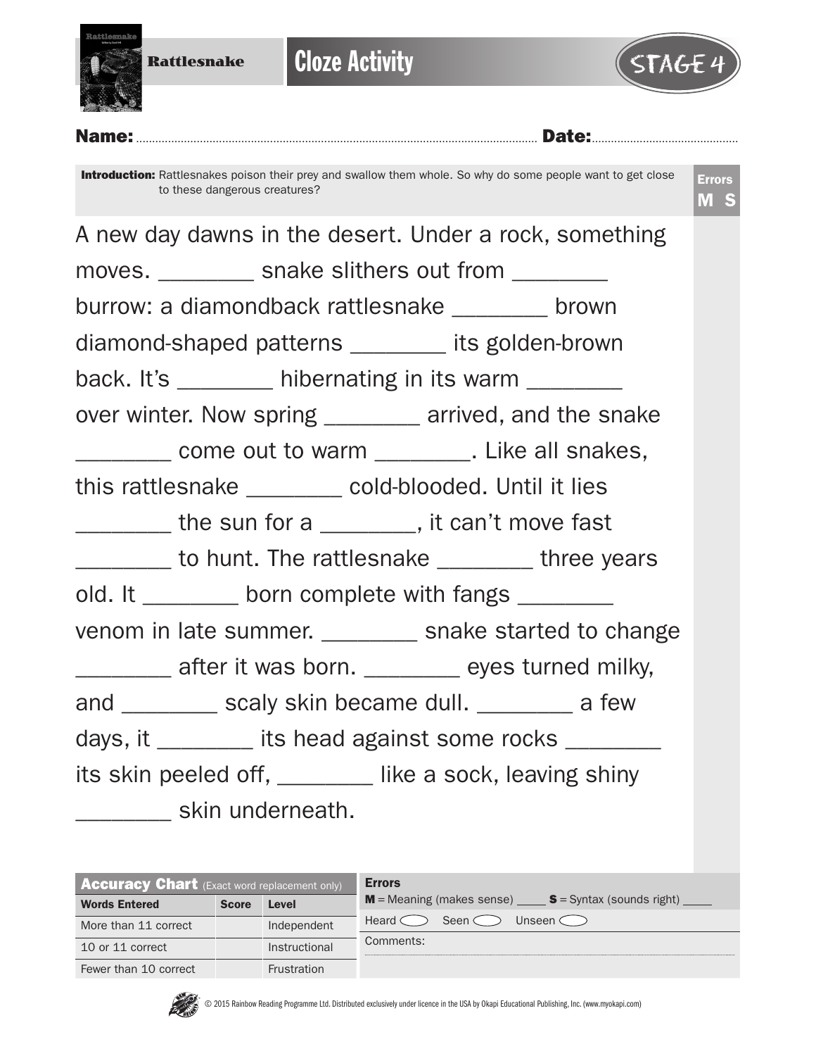Rattlesnake

# Cloze Activity

STAGE 4

**Name:** .................................................. **Date:** ..................................

**Introduction:** Rattlesnakes poison their prey and swallow them whole. So why do some people want to get close to these dangerous creatures?

**Errors** **M S**

A new day dawns in the desert. Under a rock, something moves. ________ snake slithers out from ________ burrow: a diamondback rattlesnake ________ brown diamond-shaped patterns ________ its golden-brown back. It's ________ hibernating in its warm ________ over winter. Now spring ________ arrived, and the snake ________ come out to warm ________. Like all snakes, this rattlesnake ________ cold-blooded. Until it lies ________ the sun for a ________, it can't move fast ________ to hunt. The rattlesnake ________ three years old. It ________ born complete with fangs ________ venom in late summer. ________ snake started to change ________ after it was born. ________ eyes turned milky, and ________ scaly skin became dull. ________ a few days, it ________ its head against some rocks ________ its skin peeled off, ________ like a sock, leaving shiny ________ skin underneath.

| **Accuracy Chart** (Exact word replacement only) | | |
|---|---|---|
| **Words Entered** | **Score** | **Level** |
| More than 11 correct | | Independent |
| 10 or 11 correct | | Instructional |
| Fewer than 10 correct | | Frustration |

**Errors**

**M** = Meaning (makes sense) ____ **S** = Syntax (sounds right) ____

Heard ◯ Seen ◯ Unseen ◯

Comments:

© 2015 Rainbow Reading Programme Ltd. Distributed exclusively under licence in the USA by Okapi Educational Publishing, Inc. (www.myokapi.com)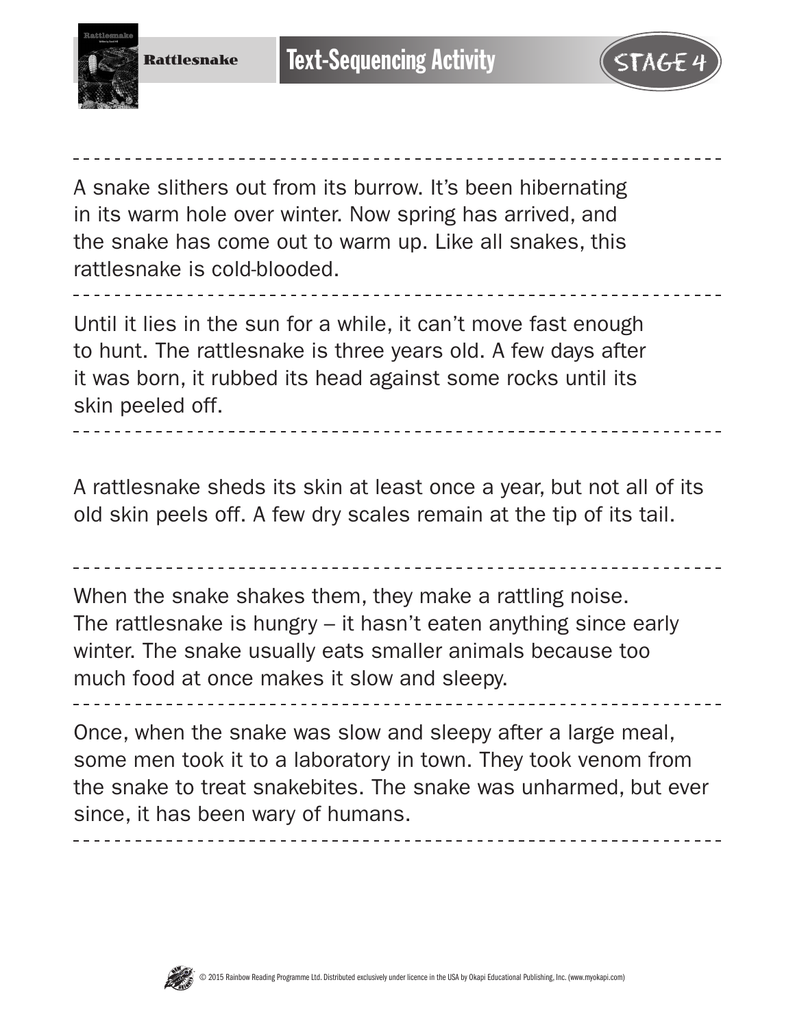A snake slithers out from its burrow. It's been hibernating in its warm hole over winter. Now spring has arrived, and the snake has come out to warm up. Like all snakes, this rattlesnake is cold-blooded.

---

Until it lies in the sun for a while, it can't move fast enough to hunt. The rattlesnake is three years old. A few days after it was born, it rubbed its head against some rocks until its skin peeled off.

---

A rattlesnake sheds its skin at least once a year, but not all of its old skin peels off. A few dry scales remain at the tip of its tail.

---

When the snake shakes them, they make a rattling noise. The rattlesnake is hungry – it hasn't eaten anything since early winter. The snake usually eats smaller animals because too much food at once makes it slow and sleepy.

---

Once, when the snake was slow and sleepy after a large meal, some men took it to a laboratory in town. They took venom from the snake to treat snakebites. The snake was unharmed, but ever since, it has been wary of humans.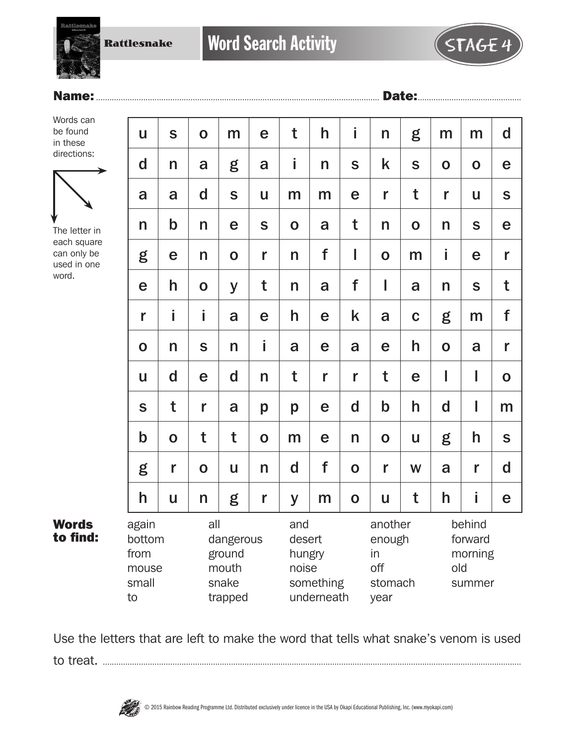# Rattlesnake

## Word Search Activity

STAGE 4

**Name:** ............................................................ **Date:** ..............................

Words can be found in these directions: → ↘ ↓

The letter in each square can only be used in one word.

| | | | | | | | | | | | | |
|---|---|---|---|---|---|---|---|---|---|---|---|---|
| u | s | o | m | e | t | h | i | n | g | m | m | d |
| d | n | a | g | a | i | n | s | k | s | o | o | e |
| a | a | d | s | u | m | m | e | r | t | r | u | s |
| n | b | n | e | s | o | a | t | n | o | n | s | e |
| g | e | n | o | r | n | f | l | o | m | i | e | r |
| e | h | o | y | t | n | a | f | l | a | n | s | t |
| r | i | i | a | e | h | e | k | a | c | g | m | f |
| o | n | s | n | i | a | e | a | e | h | o | a | r |
| u | d | e | d | n | t | r | r | t | e | l | l | o |
| s | t | r | a | p | p | e | d | b | h | d | l | m |
| b | o | t | t | o | m | e | n | o | u | g | h | s |
| g | r | o | u | n | d | f | o | r | w | a | r | d |
| h | u | n | g | r | y | m | o | u | t | h | i | e |

**Words to find:**

| | | | | |
|---|---|---|---|---|
| again | all | and | another | behind |
| bottom | dangerous | desert | enough | forward |
| from | ground | hungry | in | morning |
| mouse | mouth | noise | off | old |
| small | snake | something | stomach | summer |
| to | trapped | underneath | year | |

Use the letters that are left to make the word that tells what snake's venom is used to treat. ..............................................................................

© 2015 Rainbow Reading Programme Ltd. Distributed exclusively under licence in the USA by Okapi Educational Publishing, Inc. (www.myokapi.com)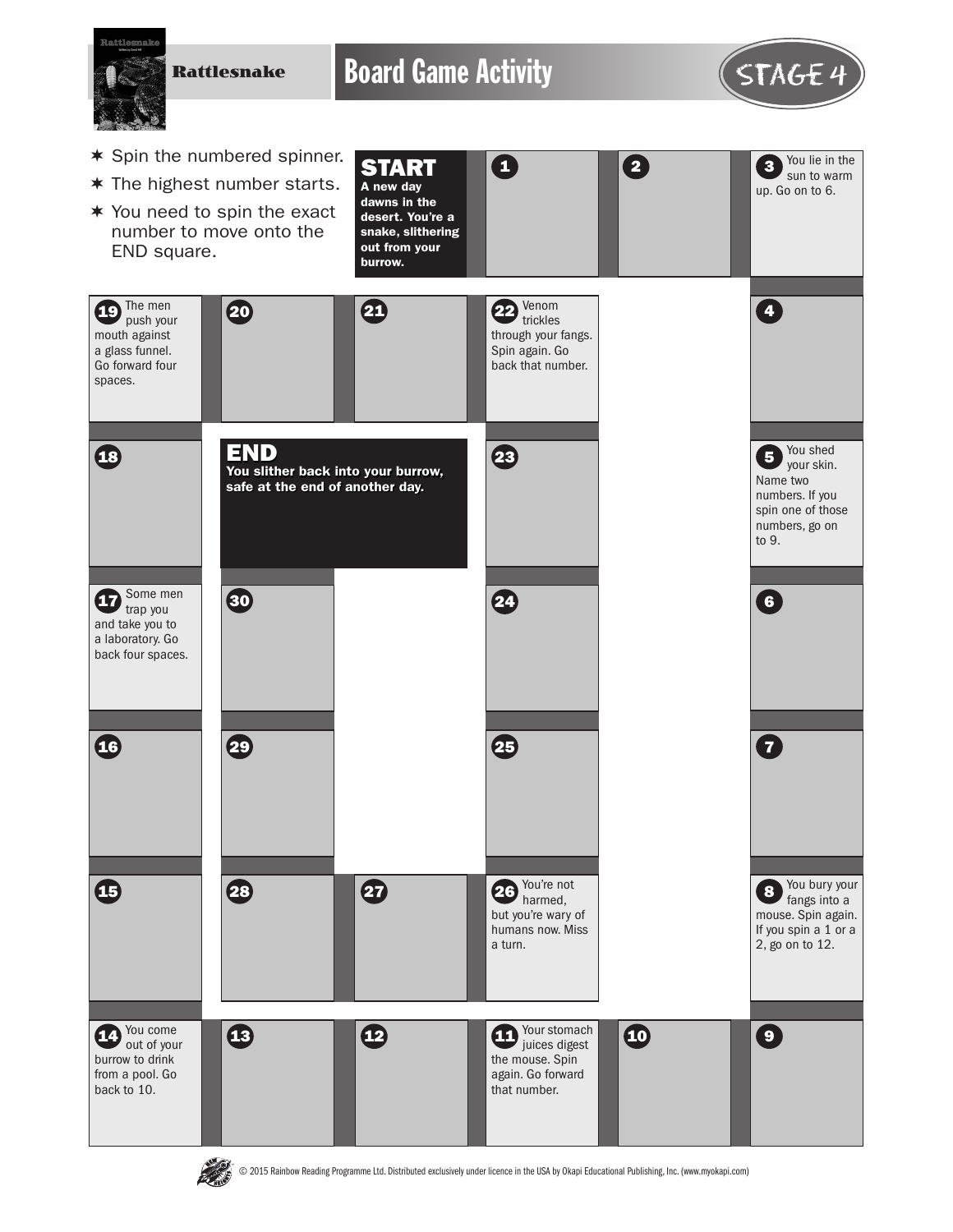# Rattlesnake

## Board Game Activity

STAGE 4

- Spin the numbered spinner.
- The highest number starts.
- You need to spin the exact number to move onto the END square.

**START**
**A new day dawns in the desert. You're a snake, slithering out from your burrow.**

1

2

3 You lie in the sun to warm up. Go on to 6.

4

5 You shed your skin. Name two numbers. If you spin one of those numbers, go on to 9.

6

7

8 You bury your fangs into a mouse. Spin again. If you spin a 1 or a 2, go on to 12.

9

10

11 Your stomach juices digest the mouse. Spin again. Go forward that number.

12

13

14 You come out of your burrow to drink from a pool. Go back to 10.

15

16

17 Some men trap you and take you to a laboratory. Go back four spaces.

18

19 The men push your mouth against a glass funnel. Go forward four spaces.

20

21

22 Venom trickles through your fangs. Spin again. Go back that number.

23

24

25

26 You're not harmed, but you're wary of humans now. Miss a turn.

27

28

29

30

**END**
**You slither back into your burrow, safe at the end of another day.**

© 2015 Rainbow Reading Programme Ltd. Distributed exclusively under licence in the USA by Okapi Educational Publishing, Inc. (www.myokapi.com)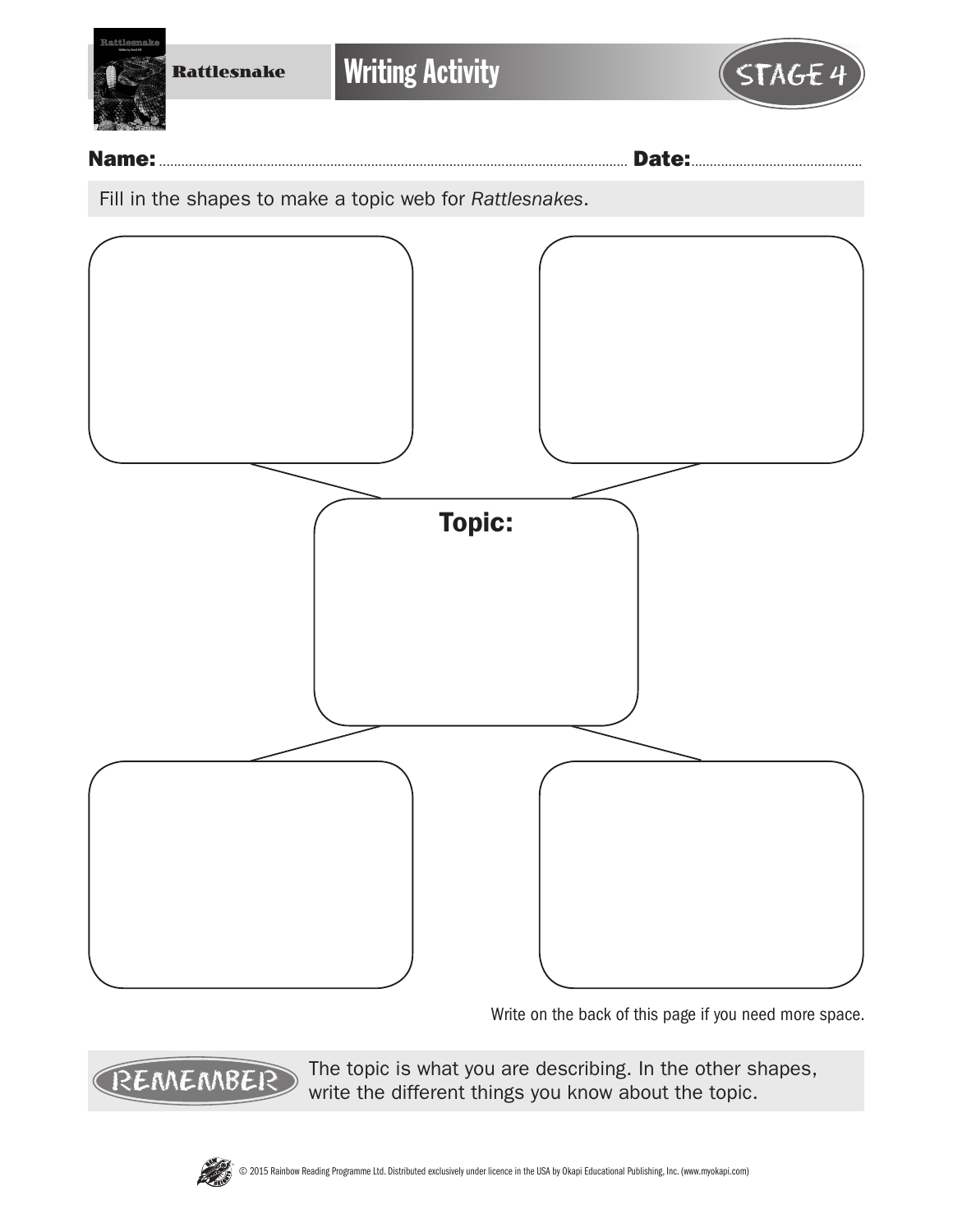# Writing Activity

**Rattlesnake** — STAGE 4

**Name:** .................................................. **Date:** ..................................

Fill in the shapes to make a topic web for *Rattlesnakes*.

**Topic:**

Write on the back of this page if you need more space.

**REMEMBER** The topic is what you are describing. In the other shapes, write the different things you know about the topic.

© 2015 Rainbow Reading Programme Ltd. Distributed exclusively under licence in the USA by Okapi Educational Publishing, Inc. (www.myokapi.com)